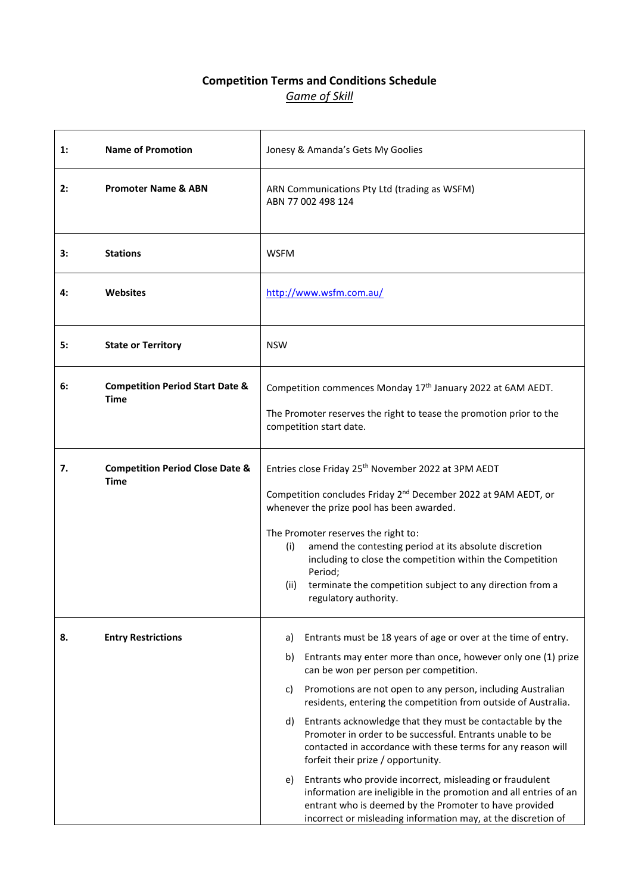# Competition Terms and Conditions Schedule

*Game of Skill*

| | | |
|---|---|---|
| 1: | **Name of Promotion** | Jonesy & Amanda's Gets My Goolies |
| 2: | **Promoter Name & ABN** | ARN Communications Pty Ltd (trading as WSFM)<br>ABN 77 002 498 124 |
| 3: | **Stations** | WSFM |
| 4: | **Websites** | http://www.wsfm.com.au/ |
| 5: | **State or Territory** | NSW |
| 6: | **Competition Period Start Date & Time** | Competition commences Monday 17th January 2022 at 6AM AEDT.<br><br>The Promoter reserves the right to tease the promotion prior to the competition start date. |
| 7. | **Competition Period Close Date & Time** | Entries close Friday 25th November 2022 at 3PM AEDT<br><br>Competition concludes Friday 2nd December 2022 at 9AM AEDT, or whenever the prize pool has been awarded.<br><br>The Promoter reserves the right to:<br>(i) amend the contesting period at its absolute discretion including to close the competition within the Competition Period;<br>(ii) terminate the competition subject to any direction from a regulatory authority. |
| 8. | **Entry Restrictions** | a) Entrants must be 18 years of age or over at the time of entry.<br>b) Entrants may enter more than once, however only one (1) prize can be won per person per competition.<br>c) Promotions are not open to any person, including Australian residents, entering the competition from outside of Australia.<br>d) Entrants acknowledge that they must be contactable by the Promoter in order to be successful. Entrants unable to be contacted in accordance with these terms for any reason will forfeit their prize / opportunity.<br>e) Entrants who provide incorrect, misleading or fraudulent information are ineligible in the promotion and all entries of an entrant who is deemed by the Promoter to have provided incorrect or misleading information may, at the discretion of |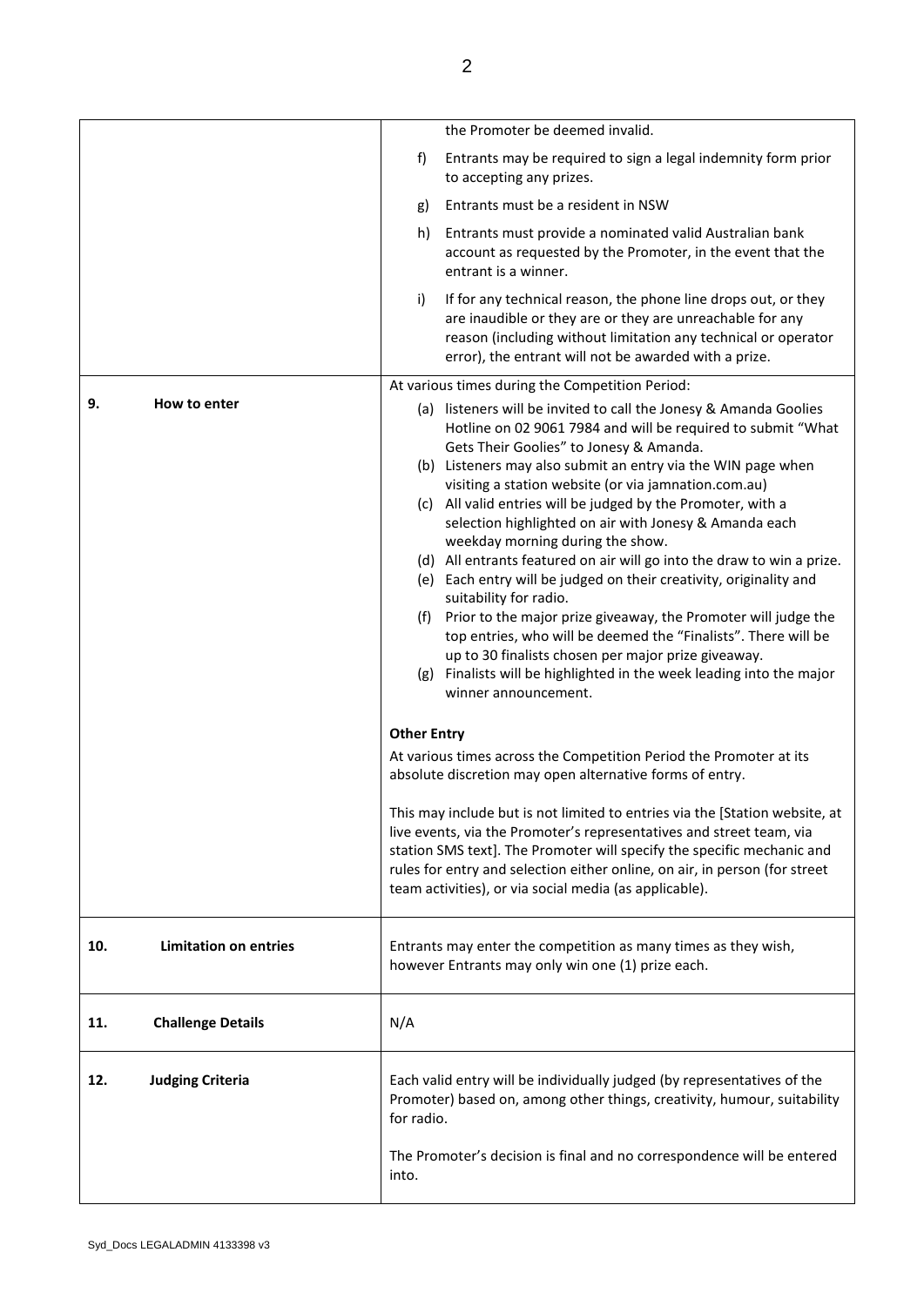| | |
|---|---|
| | the Promoter be deemed invalid.<br><br>f) Entrants may be required to sign a legal indemnity form prior to accepting any prizes.<br><br>g) Entrants must be a resident in NSW<br><br>h) Entrants must provide a nominated valid Australian bank account as requested by the Promoter, in the event that the entrant is a winner.<br><br>i) If for any technical reason, the phone line drops out, or they are inaudible or they are or they are unreachable for any reason (including without limitation any technical or operator error), the entrant will not be awarded with a prize. |
| **9. How to enter** | At various times during the Competition Period:<br><br>(a) listeners will be invited to call the Jonesy & Amanda Goolies Hotline on 02 9061 7984 and will be required to submit "What Gets Their Goolies" to Jonesy & Amanda.<br>(b) Listeners may also submit an entry via the WIN page when visiting a station website (or via jamnation.com.au)<br>(c) All valid entries will be judged by the Promoter, with a selection highlighted on air with Jonesy & Amanda each weekday morning during the show.<br>(d) All entrants featured on air will go into the draw to win a prize.<br>(e) Each entry will be judged on their creativity, originality and suitability for radio.<br>(f) Prior to the major prize giveaway, the Promoter will judge the top entries, who will be deemed the "Finalists". There will be up to 30 finalists chosen per major prize giveaway.<br>(g) Finalists will be highlighted in the week leading into the major winner announcement.<br><br>**Other Entry**<br><br>At various times across the Competition Period the Promoter at its absolute discretion may open alternative forms of entry.<br><br>This may include but is not limited to entries via the [Station website, at live events, via the Promoter's representatives and street team, via station SMS text]. The Promoter will specify the specific mechanic and rules for entry and selection either online, on air, in person (for street team activities), or via social media (as applicable). |
| **10. Limitation on entries** | Entrants may enter the competition as many times as they wish, however Entrants may only win one (1) prize each. |
| **11. Challenge Details** | N/A |
| **12. Judging Criteria** | Each valid entry will be individually judged (by representatives of the Promoter) based on, among other things, creativity, humour, suitability for radio.<br><br>The Promoter's decision is final and no correspondence will be entered into. |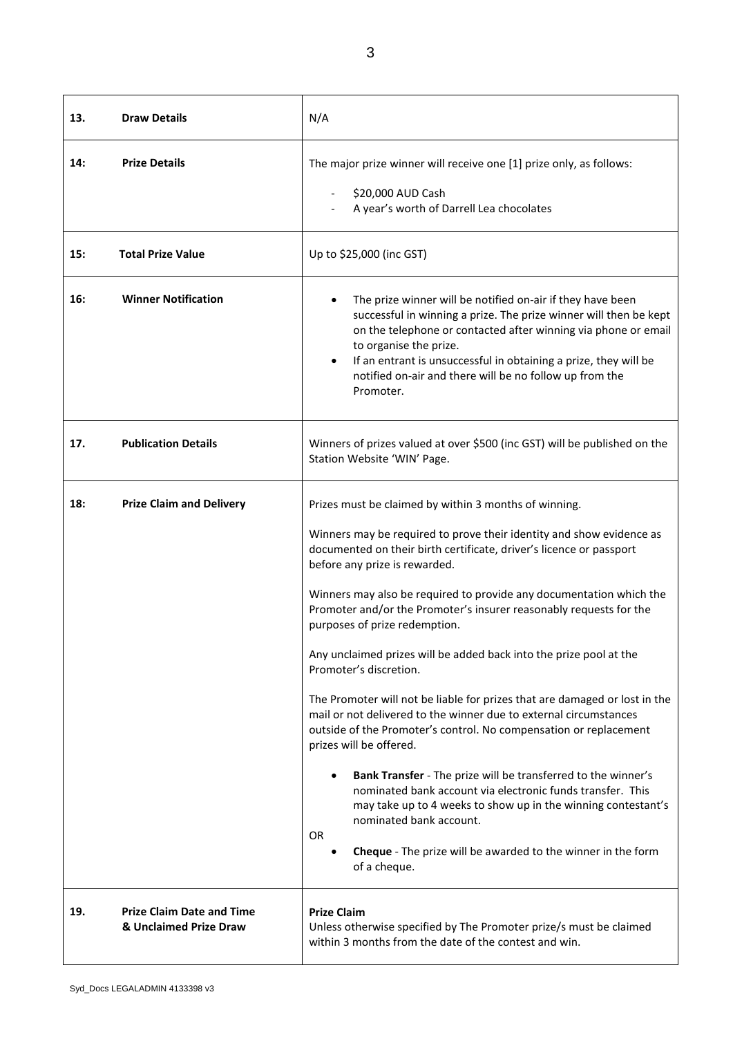| | | |
|---|---|---|
| **13.** | **Draw Details** | N/A |
| **14:** | **Prize Details** | The major prize winner will receive one [1] prize only, as follows:<br>- $20,000 AUD Cash<br>- A year's worth of Darrell Lea chocolates |
| **15:** | **Total Prize Value** | Up to $25,000 (inc GST) |
| **16:** | **Winner Notification** | • The prize winner will be notified on-air if they have been successful in winning a prize. The prize winner will then be kept on the telephone or contacted after winning via phone or email to organise the prize.<br>• If an entrant is unsuccessful in obtaining a prize, they will be notified on-air and there will be no follow up from the Promoter. |
| **17.** | **Publication Details** | Winners of prizes valued at over $500 (inc GST) will be published on the Station Website 'WIN' Page. |
| **18:** | **Prize Claim and Delivery** | Prizes must be claimed by within 3 months of winning.<br><br>Winners may be required to prove their identity and show evidence as documented on their birth certificate, driver's licence or passport before any prize is rewarded.<br><br>Winners may also be required to provide any documentation which the Promoter and/or the Promoter's insurer reasonably requests for the purposes of prize redemption.<br><br>Any unclaimed prizes will be added back into the prize pool at the Promoter's discretion.<br><br>The Promoter will not be liable for prizes that are damaged or lost in the mail or not delivered to the winner due to external circumstances outside of the Promoter's control. No compensation or replacement prizes will be offered.<br><br>• **Bank Transfer** - The prize will be transferred to the winner's nominated bank account via electronic funds transfer. This may take up to 4 weeks to show up in the winning contestant's nominated bank account.<br>OR<br>• **Cheque** - The prize will be awarded to the winner in the form of a cheque. |
| **19.** | **Prize Claim Date and Time & Unclaimed Prize Draw** | **Prize Claim**<br>Unless otherwise specified by The Promoter prize/s must be claimed within 3 months from the date of the contest and win. |

Syd_Docs LEGALADMIN 4133398 v3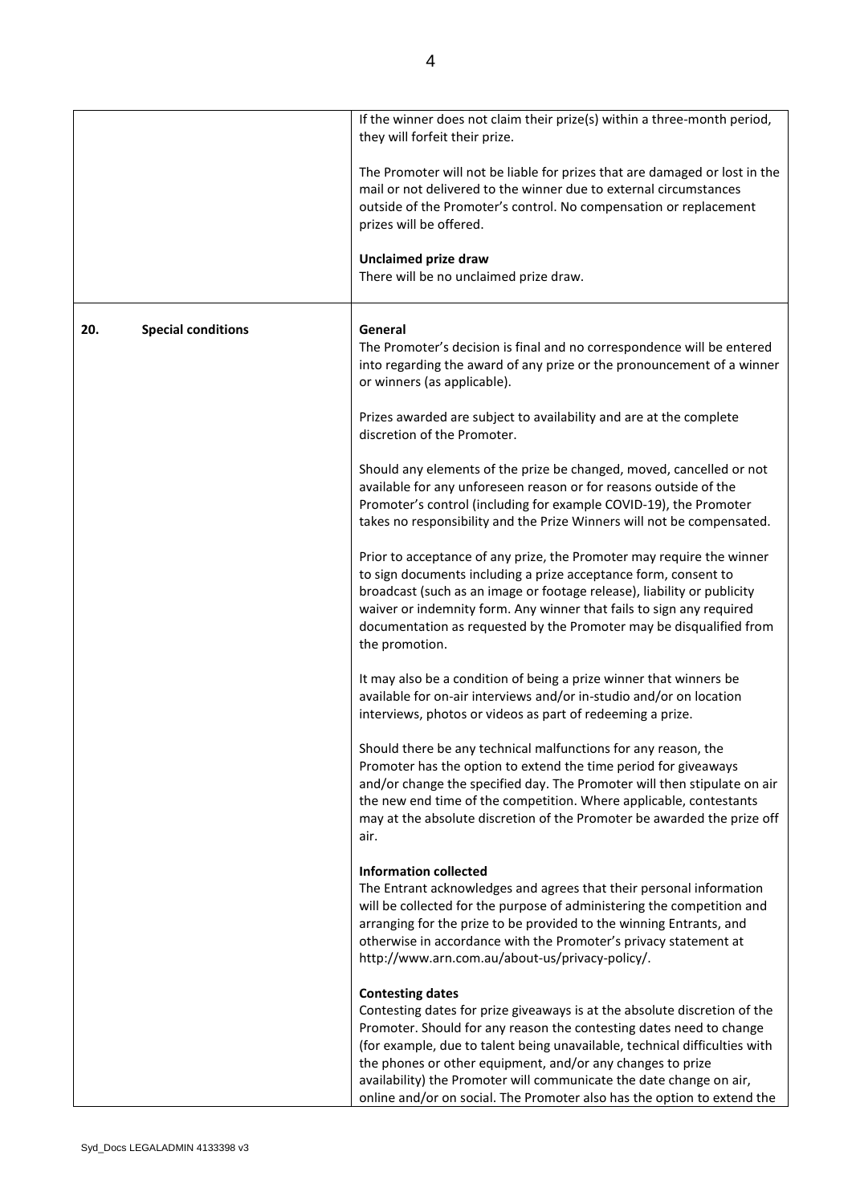| | |
|---|---|
| | If the winner does not claim their prize(s) within a three-month period, they will forfeit their prize.<br><br>The Promoter will not be liable for prizes that are damaged or lost in the mail or not delivered to the winner due to external circumstances outside of the Promoter's control. No compensation or replacement prizes will be offered.<br><br>**Unclaimed prize draw**<br>There will be no unclaimed prize draw. |
| **20. Special conditions** | **General**<br>The Promoter's decision is final and no correspondence will be entered into regarding the award of any prize or the pronouncement of a winner or winners (as applicable).<br><br>Prizes awarded are subject to availability and are at the complete discretion of the Promoter.<br><br>Should any elements of the prize be changed, moved, cancelled or not available for any unforeseen reason or for reasons outside of the Promoter's control (including for example COVID-19), the Promoter takes no responsibility and the Prize Winners will not be compensated.<br><br>Prior to acceptance of any prize, the Promoter may require the winner to sign documents including a prize acceptance form, consent to broadcast (such as an image or footage release), liability or publicity waiver or indemnity form. Any winner that fails to sign any required documentation as requested by the Promoter may be disqualified from the promotion.<br><br>It may also be a condition of being a prize winner that winners be available for on-air interviews and/or in-studio and/or on location interviews, photos or videos as part of redeeming a prize.<br><br>Should there be any technical malfunctions for any reason, the Promoter has the option to extend the time period for giveaways and/or change the specified day. The Promoter will then stipulate on air the new end time of the competition. Where applicable, contestants may at the absolute discretion of the Promoter be awarded the prize off air.<br><br>**Information collected**<br>The Entrant acknowledges and agrees that their personal information will be collected for the purpose of administering the competition and arranging for the prize to be provided to the winning Entrants, and otherwise in accordance with the Promoter's privacy statement at http://www.arn.com.au/about-us/privacy-policy/.<br><br>**Contesting dates**<br>Contesting dates for prize giveaways is at the absolute discretion of the Promoter. Should for any reason the contesting dates need to change (for example, due to talent being unavailable, technical difficulties with the phones or other equipment, and/or any changes to prize availability) the Promoter will communicate the date change on air, online and/or on social. The Promoter also has the option to extend the |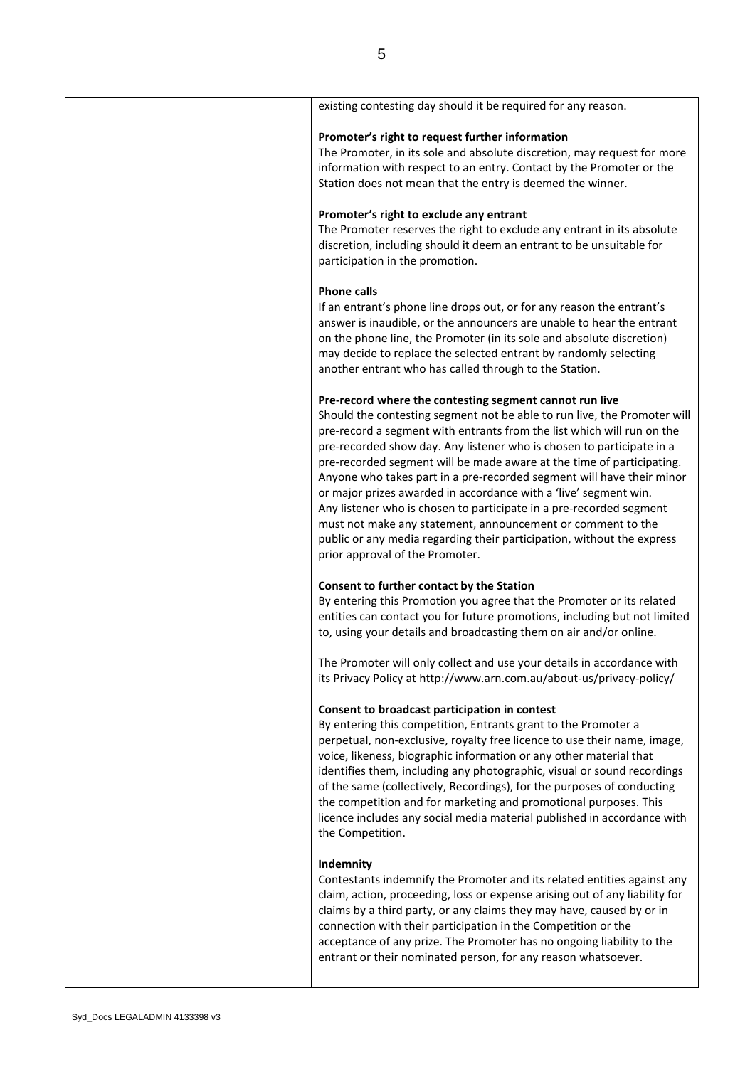existing contesting day should it be required for any reason.

**Promoter's right to request further information**
The Promoter, in its sole and absolute discretion, may request for more information with respect to an entry. Contact by the Promoter or the Station does not mean that the entry is deemed the winner.

**Promoter's right to exclude any entrant**
The Promoter reserves the right to exclude any entrant in its absolute discretion, including should it deem an entrant to be unsuitable for participation in the promotion.

**Phone calls**
If an entrant's phone line drops out, or for any reason the entrant's answer is inaudible, or the announcers are unable to hear the entrant on the phone line, the Promoter (in its sole and absolute discretion) may decide to replace the selected entrant by randomly selecting another entrant who has called through to the Station.

**Pre-record where the contesting segment cannot run live**
Should the contesting segment not be able to run live, the Promoter will pre-record a segment with entrants from the list which will run on the pre-recorded show day. Any listener who is chosen to participate in a pre-recorded segment will be made aware at the time of participating. Anyone who takes part in a pre-recorded segment will have their minor or major prizes awarded in accordance with a 'live' segment win. Any listener who is chosen to participate in a pre-recorded segment must not make any statement, announcement or comment to the public or any media regarding their participation, without the express prior approval of the Promoter.

**Consent to further contact by the Station**
By entering this Promotion you agree that the Promoter or its related entities can contact you for future promotions, including but not limited to, using your details and broadcasting them on air and/or online.

The Promoter will only collect and use your details in accordance with its Privacy Policy at http://www.arn.com.au/about-us/privacy-policy/

**Consent to broadcast participation in contest**
By entering this competition, Entrants grant to the Promoter a perpetual, non-exclusive, royalty free licence to use their name, image, voice, likeness, biographic information or any other material that identifies them, including any photographic, visual or sound recordings of the same (collectively, Recordings), for the purposes of conducting the competition and for marketing and promotional purposes. This licence includes any social media material published in accordance with the Competition.

**Indemnity**
Contestants indemnify the Promoter and its related entities against any claim, action, proceeding, loss or expense arising out of any liability for claims by a third party, or any claims they may have, caused by or in connection with their participation in the Competition or the acceptance of any prize. The Promoter has no ongoing liability to the entrant or their nominated person, for any reason whatsoever.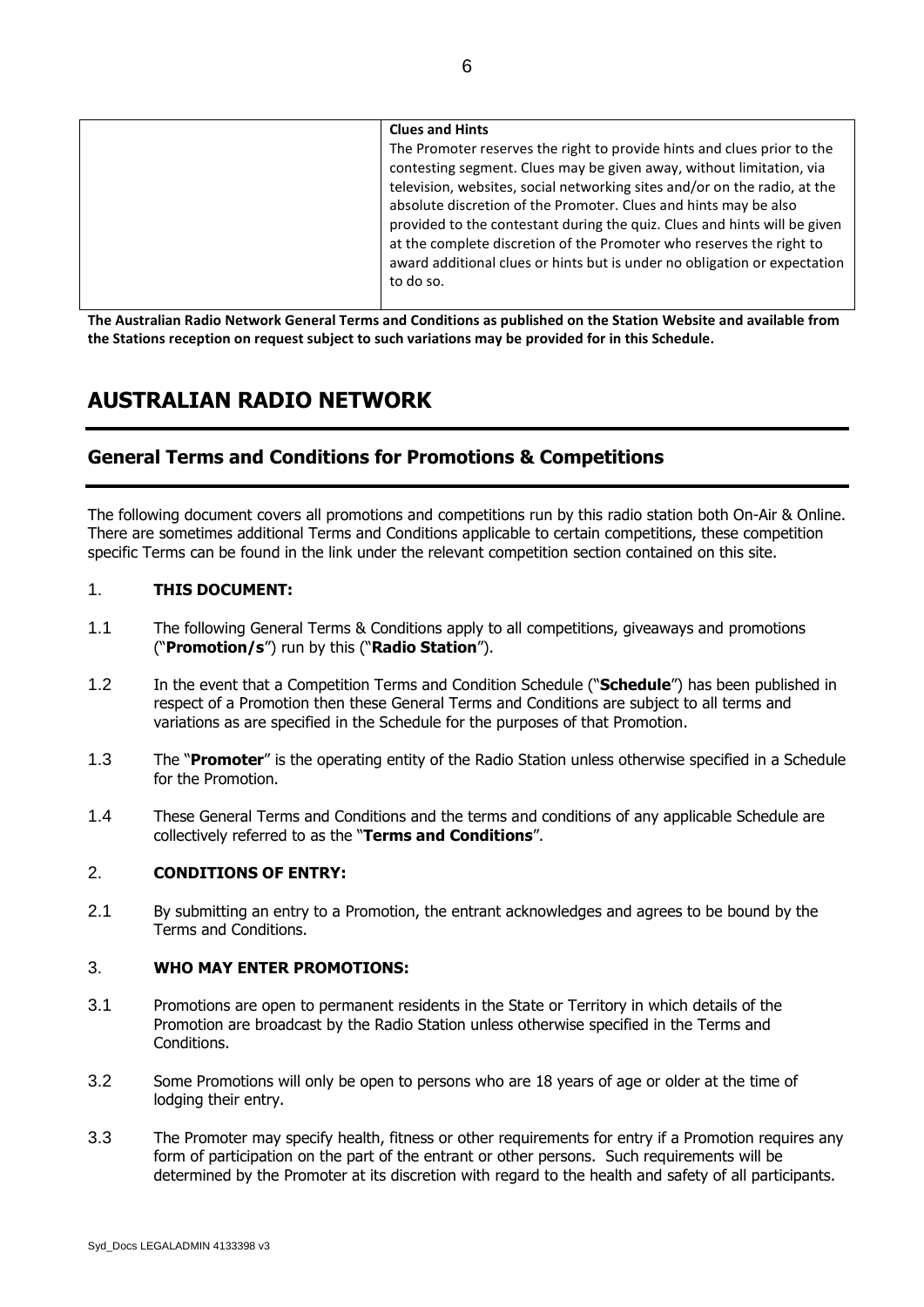|  | **Clues and Hints**<br>The Promoter reserves the right to provide hints and clues prior to the contesting segment. Clues may be given away, without limitation, via television, websites, social networking sites and/or on the radio, at the absolute discretion of the Promoter. Clues and hints may be also provided to the contestant during the quiz. Clues and hints will be given at the complete discretion of the Promoter who reserves the right to award additional clues or hints but is under no obligation or expectation to do so. |
|---|---|

**The Australian Radio Network General Terms and Conditions as published on the Station Website and available from the Stations reception on request subject to such variations may be provided for in this Schedule.**

# AUSTRALIAN RADIO NETWORK

## General Terms and Conditions for Promotions & Competitions

The following document covers all promotions and competitions run by this radio station both On-Air & Online. There are sometimes additional Terms and Conditions applicable to certain competitions, these competition specific Terms can be found in the link under the relevant competition section contained on this site.

1. **THIS DOCUMENT:**

1.1 The following General Terms & Conditions apply to all competitions, giveaways and promotions ("**Promotion/s**") run by this ("**Radio Station**").

1.2 In the event that a Competition Terms and Condition Schedule ("**Schedule**") has been published in respect of a Promotion then these General Terms and Conditions are subject to all terms and variations as are specified in the Schedule for the purposes of that Promotion.

1.3 The "**Promoter**" is the operating entity of the Radio Station unless otherwise specified in a Schedule for the Promotion.

1.4 These General Terms and Conditions and the terms and conditions of any applicable Schedule are collectively referred to as the "**Terms and Conditions**".

2. **CONDITIONS OF ENTRY:**

2.1 By submitting an entry to a Promotion, the entrant acknowledges and agrees to be bound by the Terms and Conditions.

3. **WHO MAY ENTER PROMOTIONS:**

3.1 Promotions are open to permanent residents in the State or Territory in which details of the Promotion are broadcast by the Radio Station unless otherwise specified in the Terms and Conditions.

3.2 Some Promotions will only be open to persons who are 18 years of age or older at the time of lodging their entry.

3.3 The Promoter may specify health, fitness or other requirements for entry if a Promotion requires any form of participation on the part of the entrant or other persons. Such requirements will be determined by the Promoter at its discretion with regard to the health and safety of all participants.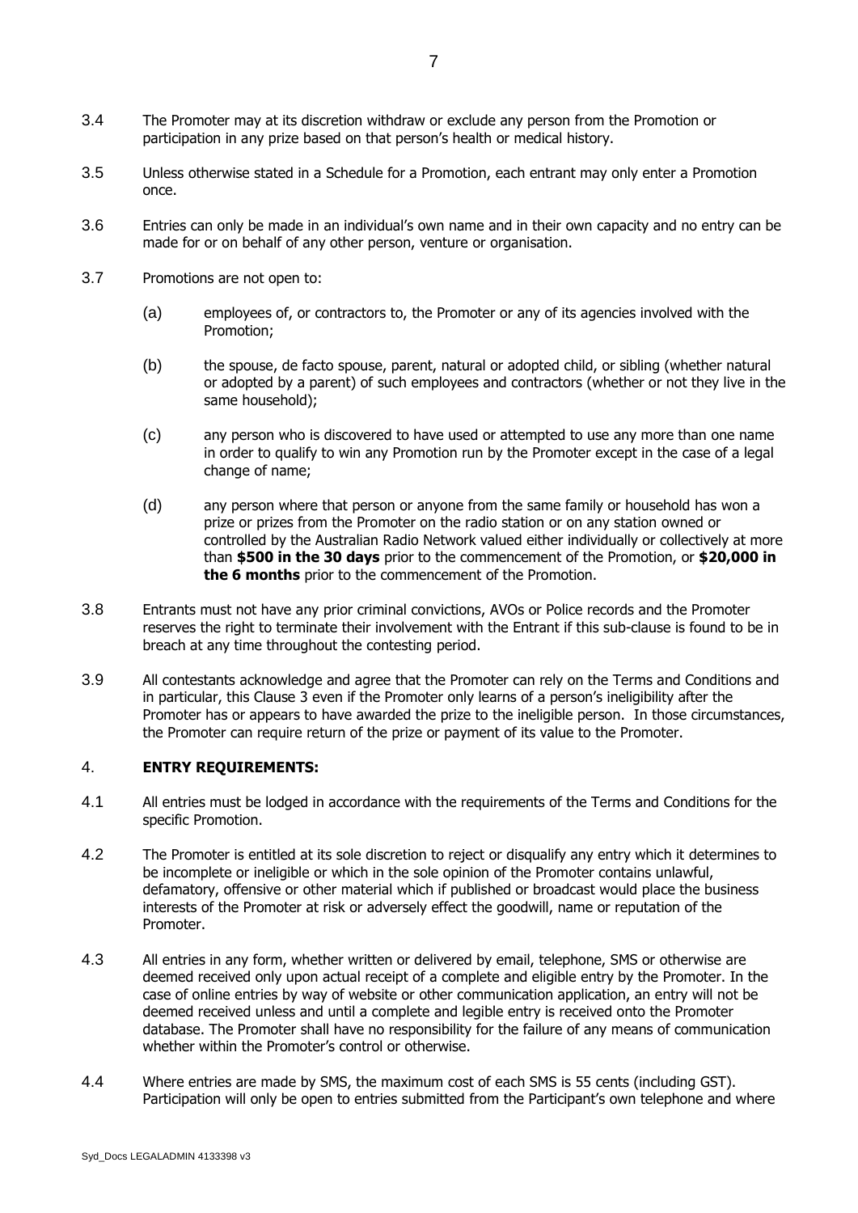3.4 The Promoter may at its discretion withdraw or exclude any person from the Promotion or participation in any prize based on that person's health or medical history.

3.5 Unless otherwise stated in a Schedule for a Promotion, each entrant may only enter a Promotion once.

3.6 Entries can only be made in an individual's own name and in their own capacity and no entry can be made for or on behalf of any other person, venture or organisation.

3.7 Promotions are not open to:

(a) employees of, or contractors to, the Promoter or any of its agencies involved with the Promotion;

(b) the spouse, de facto spouse, parent, natural or adopted child, or sibling (whether natural or adopted by a parent) of such employees and contractors (whether or not they live in the same household);

(c) any person who is discovered to have used or attempted to use any more than one name in order to qualify to win any Promotion run by the Promoter except in the case of a legal change of name;

(d) any person where that person or anyone from the same family or household has won a prize or prizes from the Promoter on the radio station or on any station owned or controlled by the Australian Radio Network valued either individually or collectively at more than **$500 in the 30 days** prior to the commencement of the Promotion, or **$20,000 in the 6 months** prior to the commencement of the Promotion.

3.8 Entrants must not have any prior criminal convictions, AVOs or Police records and the Promoter reserves the right to terminate their involvement with the Entrant if this sub-clause is found to be in breach at any time throughout the contesting period.

3.9 All contestants acknowledge and agree that the Promoter can rely on the Terms and Conditions and in particular, this Clause 3 even if the Promoter only learns of a person's ineligibility after the Promoter has or appears to have awarded the prize to the ineligible person. In those circumstances, the Promoter can require return of the prize or payment of its value to the Promoter.

## 4. ENTRY REQUIREMENTS:

4.1 All entries must be lodged in accordance with the requirements of the Terms and Conditions for the specific Promotion.

4.2 The Promoter is entitled at its sole discretion to reject or disqualify any entry which it determines to be incomplete or ineligible or which in the sole opinion of the Promoter contains unlawful, defamatory, offensive or other material which if published or broadcast would place the business interests of the Promoter at risk or adversely effect the goodwill, name or reputation of the Promoter.

4.3 All entries in any form, whether written or delivered by email, telephone, SMS or otherwise are deemed received only upon actual receipt of a complete and eligible entry by the Promoter. In the case of online entries by way of website or other communication application, an entry will not be deemed received unless and until a complete and legible entry is received onto the Promoter database. The Promoter shall have no responsibility for the failure of any means of communication whether within the Promoter's control or otherwise.

4.4 Where entries are made by SMS, the maximum cost of each SMS is 55 cents (including GST). Participation will only be open to entries submitted from the Participant's own telephone and where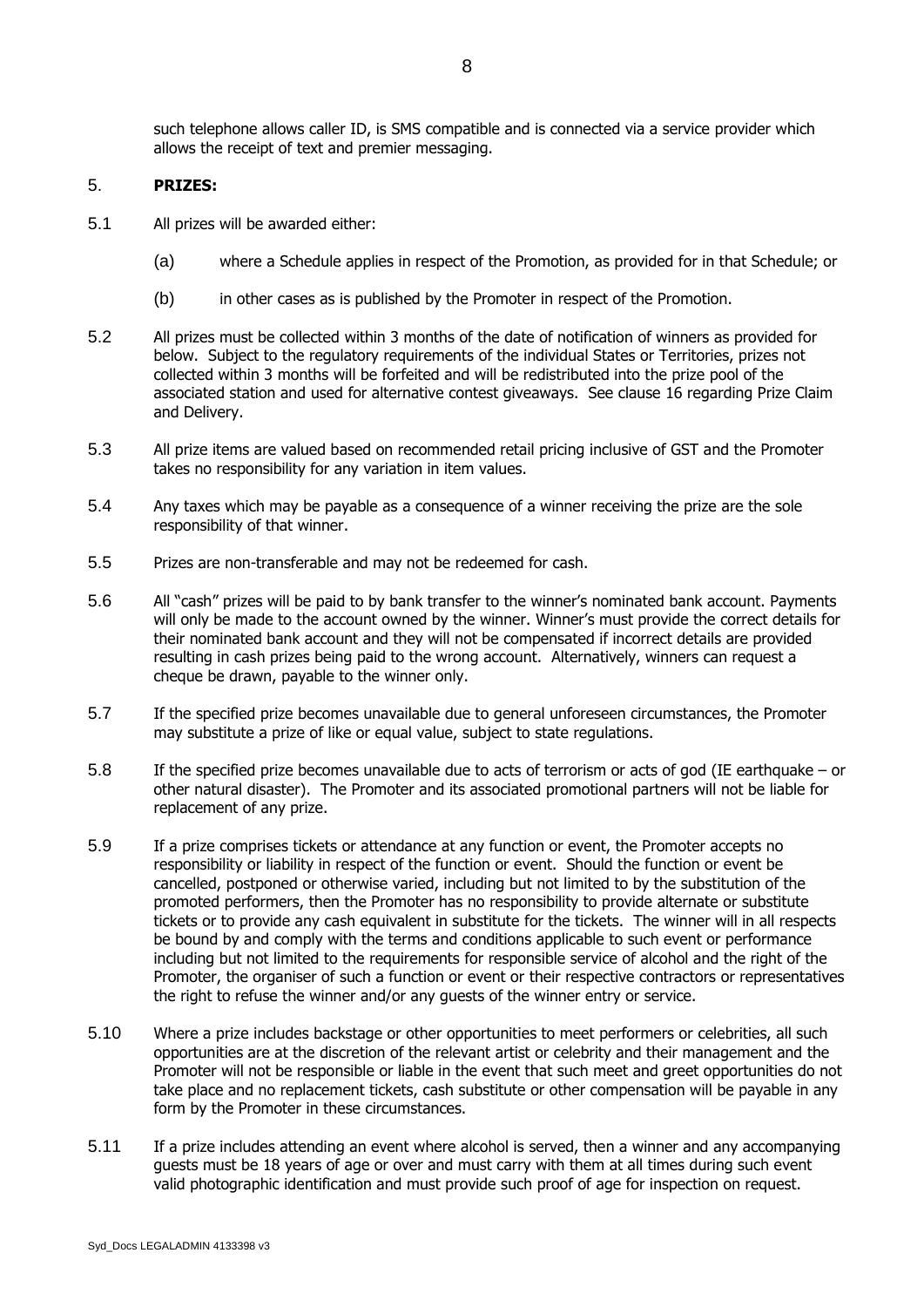such telephone allows caller ID, is SMS compatible and is connected via a service provider which allows the receipt of text and premier messaging.

## 5. **PRIZES:**

5.1 All prizes will be awarded either:

(a) where a Schedule applies in respect of the Promotion, as provided for in that Schedule; or

(b) in other cases as is published by the Promoter in respect of the Promotion.

5.2 All prizes must be collected within 3 months of the date of notification of winners as provided for below. Subject to the regulatory requirements of the individual States or Territories, prizes not collected within 3 months will be forfeited and will be redistributed into the prize pool of the associated station and used for alternative contest giveaways. See clause 16 regarding Prize Claim and Delivery.

5.3 All prize items are valued based on recommended retail pricing inclusive of GST and the Promoter takes no responsibility for any variation in item values.

5.4 Any taxes which may be payable as a consequence of a winner receiving the prize are the sole responsibility of that winner.

5.5 Prizes are non-transferable and may not be redeemed for cash.

5.6 All "cash" prizes will be paid to by bank transfer to the winner's nominated bank account. Payments will only be made to the account owned by the winner. Winner's must provide the correct details for their nominated bank account and they will not be compensated if incorrect details are provided resulting in cash prizes being paid to the wrong account. Alternatively, winners can request a cheque be drawn, payable to the winner only.

5.7 If the specified prize becomes unavailable due to general unforeseen circumstances, the Promoter may substitute a prize of like or equal value, subject to state regulations.

5.8 If the specified prize becomes unavailable due to acts of terrorism or acts of god (IE earthquake – or other natural disaster). The Promoter and its associated promotional partners will not be liable for replacement of any prize.

5.9 If a prize comprises tickets or attendance at any function or event, the Promoter accepts no responsibility or liability in respect of the function or event. Should the function or event be cancelled, postponed or otherwise varied, including but not limited to by the substitution of the promoted performers, then the Promoter has no responsibility to provide alternate or substitute tickets or to provide any cash equivalent in substitute for the tickets. The winner will in all respects be bound by and comply with the terms and conditions applicable to such event or performance including but not limited to the requirements for responsible service of alcohol and the right of the Promoter, the organiser of such a function or event or their respective contractors or representatives the right to refuse the winner and/or any guests of the winner entry or service.

5.10 Where a prize includes backstage or other opportunities to meet performers or celebrities, all such opportunities are at the discretion of the relevant artist or celebrity and their management and the Promoter will not be responsible or liable in the event that such meet and greet opportunities do not take place and no replacement tickets, cash substitute or other compensation will be payable in any form by the Promoter in these circumstances.

5.11 If a prize includes attending an event where alcohol is served, then a winner and any accompanying guests must be 18 years of age or over and must carry with them at all times during such event valid photographic identification and must provide such proof of age for inspection on request.

Syd_Docs LEGALADMIN 4133398 v3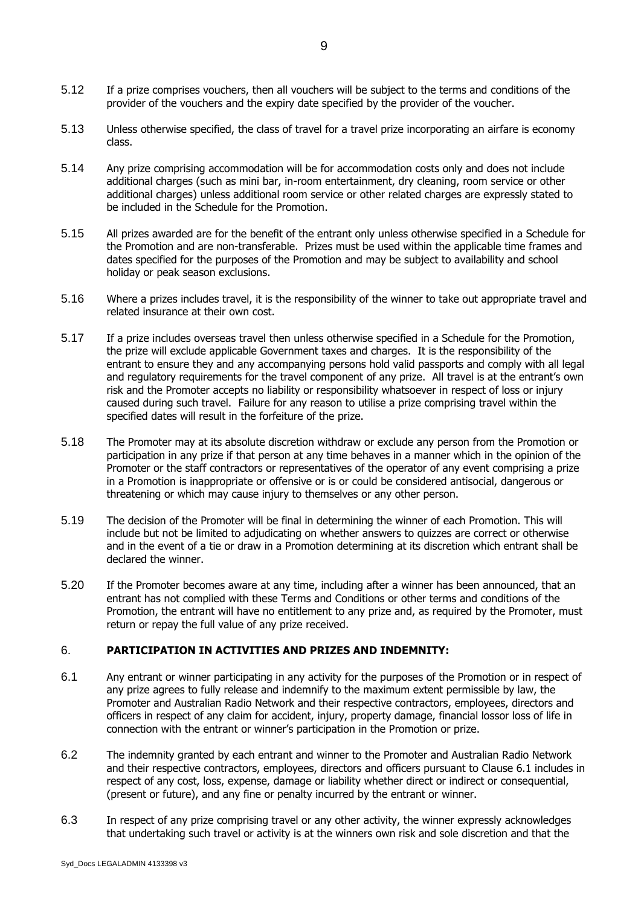5.12 If a prize comprises vouchers, then all vouchers will be subject to the terms and conditions of the provider of the vouchers and the expiry date specified by the provider of the voucher.

5.13 Unless otherwise specified, the class of travel for a travel prize incorporating an airfare is economy class.

5.14 Any prize comprising accommodation will be for accommodation costs only and does not include additional charges (such as mini bar, in-room entertainment, dry cleaning, room service or other additional charges) unless additional room service or other related charges are expressly stated to be included in the Schedule for the Promotion.

5.15 All prizes awarded are for the benefit of the entrant only unless otherwise specified in a Schedule for the Promotion and are non-transferable. Prizes must be used within the applicable time frames and dates specified for the purposes of the Promotion and may be subject to availability and school holiday or peak season exclusions.

5.16 Where a prizes includes travel, it is the responsibility of the winner to take out appropriate travel and related insurance at their own cost.

5.17 If a prize includes overseas travel then unless otherwise specified in a Schedule for the Promotion, the prize will exclude applicable Government taxes and charges. It is the responsibility of the entrant to ensure they and any accompanying persons hold valid passports and comply with all legal and regulatory requirements for the travel component of any prize. All travel is at the entrant's own risk and the Promoter accepts no liability or responsibility whatsoever in respect of loss or injury caused during such travel. Failure for any reason to utilise a prize comprising travel within the specified dates will result in the forfeiture of the prize.

5.18 The Promoter may at its absolute discretion withdraw or exclude any person from the Promotion or participation in any prize if that person at any time behaves in a manner which in the opinion of the Promoter or the staff contractors or representatives of the operator of any event comprising a prize in a Promotion is inappropriate or offensive or is or could be considered antisocial, dangerous or threatening or which may cause injury to themselves or any other person.

5.19 The decision of the Promoter will be final in determining the winner of each Promotion. This will include but not be limited to adjudicating on whether answers to quizzes are correct or otherwise and in the event of a tie or draw in a Promotion determining at its discretion which entrant shall be declared the winner.

5.20 If the Promoter becomes aware at any time, including after a winner has been announced, that an entrant has not complied with these Terms and Conditions or other terms and conditions of the Promotion, the entrant will have no entitlement to any prize and, as required by the Promoter, must return or repay the full value of any prize received.

## 6. PARTICIPATION IN ACTIVITIES AND PRIZES AND INDEMNITY:

6.1 Any entrant or winner participating in any activity for the purposes of the Promotion or in respect of any prize agrees to fully release and indemnify to the maximum extent permissible by law, the Promoter and Australian Radio Network and their respective contractors, employees, directors and officers in respect of any claim for accident, injury, property damage, financial lossor loss of life in connection with the entrant or winner's participation in the Promotion or prize.

6.2 The indemnity granted by each entrant and winner to the Promoter and Australian Radio Network and their respective contractors, employees, directors and officers pursuant to Clause 6.1 includes in respect of any cost, loss, expense, damage or liability whether direct or indirect or consequential, (present or future), and any fine or penalty incurred by the entrant or winner.

6.3 In respect of any prize comprising travel or any other activity, the winner expressly acknowledges that undertaking such travel or activity is at the winners own risk and sole discretion and that the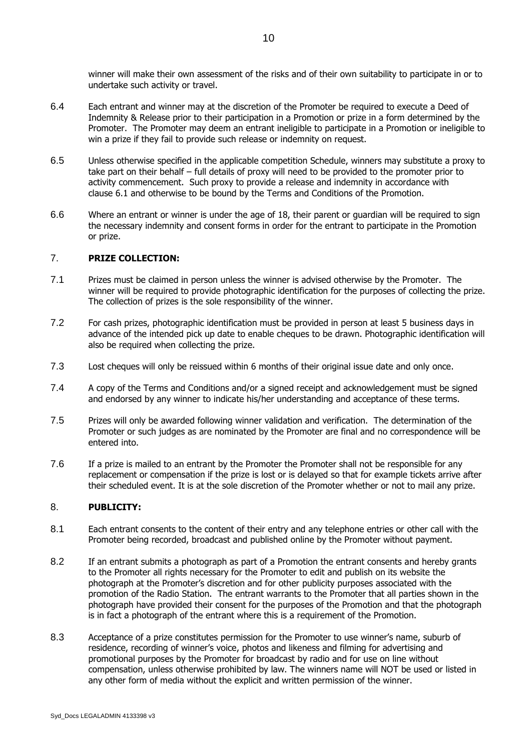winner will make their own assessment of the risks and of their own suitability to participate in or to undertake such activity or travel.

6.4 Each entrant and winner may at the discretion of the Promoter be required to execute a Deed of Indemnity & Release prior to their participation in a Promotion or prize in a form determined by the Promoter. The Promoter may deem an entrant ineligible to participate in a Promotion or ineligible to win a prize if they fail to provide such release or indemnity on request.

6.5 Unless otherwise specified in the applicable competition Schedule, winners may substitute a proxy to take part on their behalf – full details of proxy will need to be provided to the promoter prior to activity commencement. Such proxy to provide a release and indemnity in accordance with clause 6.1 and otherwise to be bound by the Terms and Conditions of the Promotion.

6.6 Where an entrant or winner is under the age of 18, their parent or guardian will be required to sign the necessary indemnity and consent forms in order for the entrant to participate in the Promotion or prize.

## 7. PRIZE COLLECTION:

7.1 Prizes must be claimed in person unless the winner is advised otherwise by the Promoter. The winner will be required to provide photographic identification for the purposes of collecting the prize. The collection of prizes is the sole responsibility of the winner.

7.2 For cash prizes, photographic identification must be provided in person at least 5 business days in advance of the intended pick up date to enable cheques to be drawn. Photographic identification will also be required when collecting the prize.

7.3 Lost cheques will only be reissued within 6 months of their original issue date and only once.

7.4 A copy of the Terms and Conditions and/or a signed receipt and acknowledgement must be signed and endorsed by any winner to indicate his/her understanding and acceptance of these terms.

7.5 Prizes will only be awarded following winner validation and verification. The determination of the Promoter or such judges as are nominated by the Promoter are final and no correspondence will be entered into.

7.6 If a prize is mailed to an entrant by the Promoter the Promoter shall not be responsible for any replacement or compensation if the prize is lost or is delayed so that for example tickets arrive after their scheduled event. It is at the sole discretion of the Promoter whether or not to mail any prize.

## 8. PUBLICITY:

8.1 Each entrant consents to the content of their entry and any telephone entries or other call with the Promoter being recorded, broadcast and published online by the Promoter without payment.

8.2 If an entrant submits a photograph as part of a Promotion the entrant consents and hereby grants to the Promoter all rights necessary for the Promoter to edit and publish on its website the photograph at the Promoter's discretion and for other publicity purposes associated with the promotion of the Radio Station. The entrant warrants to the Promoter that all parties shown in the photograph have provided their consent for the purposes of the Promotion and that the photograph is in fact a photograph of the entrant where this is a requirement of the Promotion.

8.3 Acceptance of a prize constitutes permission for the Promoter to use winner's name, suburb of residence, recording of winner's voice, photos and likeness and filming for advertising and promotional purposes by the Promoter for broadcast by radio and for use on line without compensation, unless otherwise prohibited by law. The winners name will NOT be used or listed in any other form of media without the explicit and written permission of the winner.

Syd_Docs LEGALADMIN 4133398 v3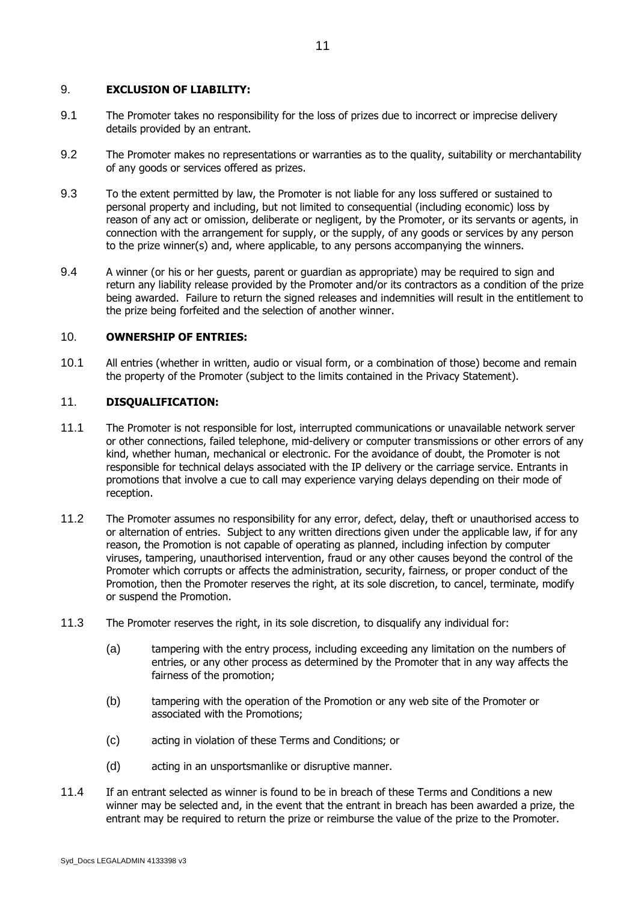## 9. EXCLUSION OF LIABILITY:

9.1 The Promoter takes no responsibility for the loss of prizes due to incorrect or imprecise delivery details provided by an entrant.

9.2 The Promoter makes no representations or warranties as to the quality, suitability or merchantability of any goods or services offered as prizes.

9.3 To the extent permitted by law, the Promoter is not liable for any loss suffered or sustained to personal property and including, but not limited to consequential (including economic) loss by reason of any act or omission, deliberate or negligent, by the Promoter, or its servants or agents, in connection with the arrangement for supply, or the supply, of any goods or services by any person to the prize winner(s) and, where applicable, to any persons accompanying the winners.

9.4 A winner (or his or her guests, parent or guardian as appropriate) may be required to sign and return any liability release provided by the Promoter and/or its contractors as a condition of the prize being awarded. Failure to return the signed releases and indemnities will result in the entitlement to the prize being forfeited and the selection of another winner.

## 10. OWNERSHIP OF ENTRIES:

10.1 All entries (whether in written, audio or visual form, or a combination of those) become and remain the property of the Promoter (subject to the limits contained in the Privacy Statement).

## 11. DISQUALIFICATION:

11.1 The Promoter is not responsible for lost, interrupted communications or unavailable network server or other connections, failed telephone, mid-delivery or computer transmissions or other errors of any kind, whether human, mechanical or electronic. For the avoidance of doubt, the Promoter is not responsible for technical delays associated with the IP delivery or the carriage service. Entrants in promotions that involve a cue to call may experience varying delays depending on their mode of reception.

11.2 The Promoter assumes no responsibility for any error, defect, delay, theft or unauthorised access to or alternation of entries. Subject to any written directions given under the applicable law, if for any reason, the Promotion is not capable of operating as planned, including infection by computer viruses, tampering, unauthorised intervention, fraud or any other causes beyond the control of the Promoter which corrupts or affects the administration, security, fairness, or proper conduct of the Promotion, then the Promoter reserves the right, at its sole discretion, to cancel, terminate, modify or suspend the Promotion.

11.3 The Promoter reserves the right, in its sole discretion, to disqualify any individual for:

(a) tampering with the entry process, including exceeding any limitation on the numbers of entries, or any other process as determined by the Promoter that in any way affects the fairness of the promotion;

(b) tampering with the operation of the Promotion or any web site of the Promoter or associated with the Promotions;

(c) acting in violation of these Terms and Conditions; or

(d) acting in an unsportsmanlike or disruptive manner.

11.4 If an entrant selected as winner is found to be in breach of these Terms and Conditions a new winner may be selected and, in the event that the entrant in breach has been awarded a prize, the entrant may be required to return the prize or reimburse the value of the prize to the Promoter.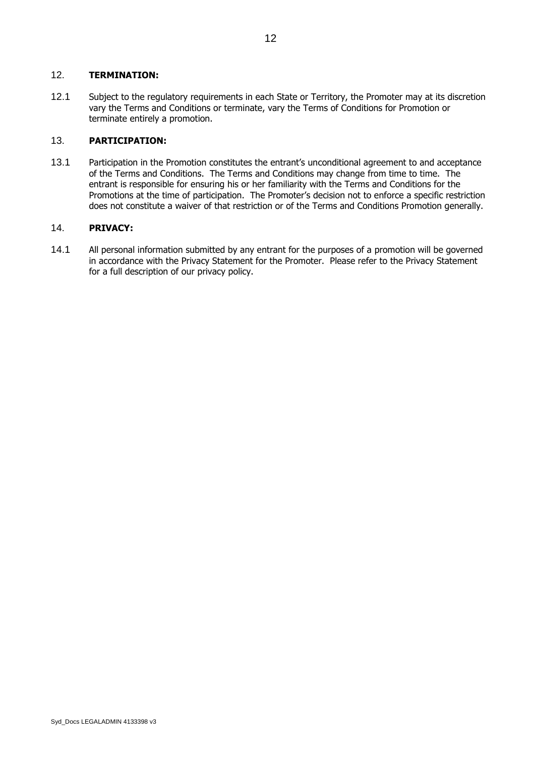## 12. **TERMINATION:**

12.1 Subject to the regulatory requirements in each State or Territory, the Promoter may at its discretion vary the Terms and Conditions or terminate, vary the Terms of Conditions for Promotion or terminate entirely a promotion.

## 13. **PARTICIPATION:**

13.1 Participation in the Promotion constitutes the entrant's unconditional agreement to and acceptance of the Terms and Conditions. The Terms and Conditions may change from time to time. The entrant is responsible for ensuring his or her familiarity with the Terms and Conditions for the Promotions at the time of participation. The Promoter's decision not to enforce a specific restriction does not constitute a waiver of that restriction or of the Terms and Conditions Promotion generally.

## 14. **PRIVACY:**

14.1 All personal information submitted by any entrant for the purposes of a promotion will be governed in accordance with the Privacy Statement for the Promoter. Please refer to the Privacy Statement for a full description of our privacy policy.